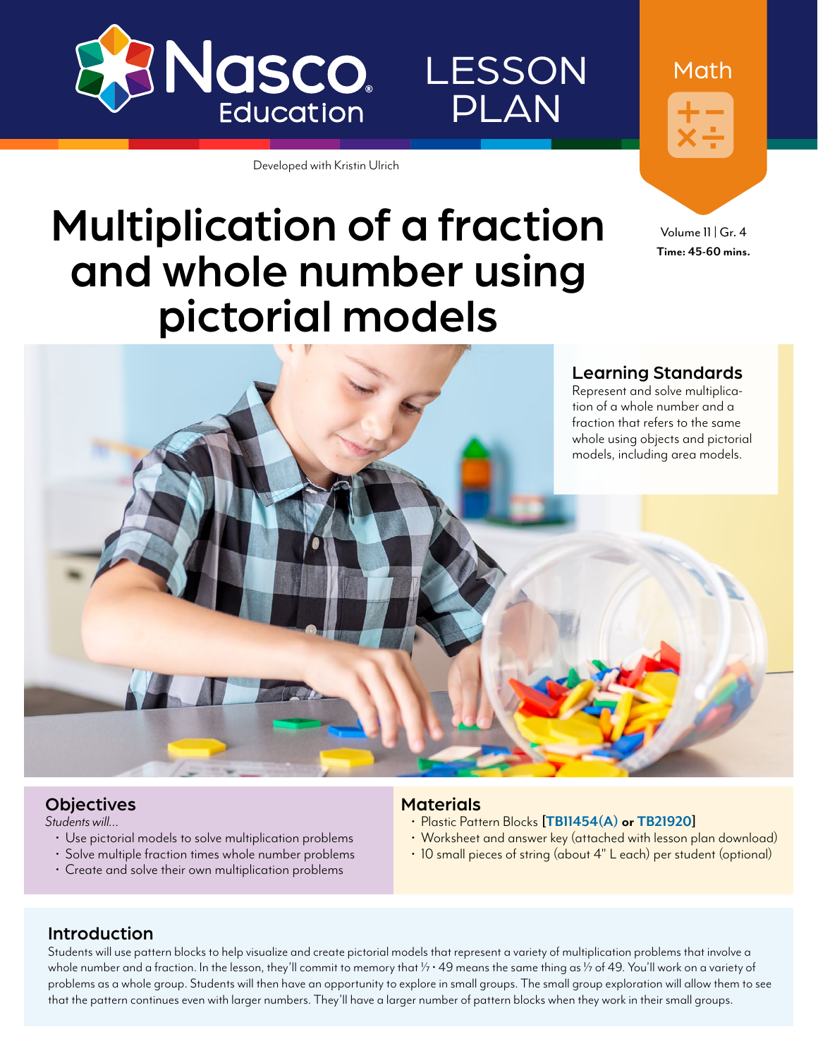Nasco Education

# LESSON PLAN

Math

Developed with Kristin Ulrich

# Multiplication of a fraction and whole number using pictorial models

Volume 11 | Gr. 4
**Time: 45-60 mins.**

## Learning Standards

Represent and solve multiplication of a whole number and a fraction that refers to the same whole using objects and pictorial models, including area models.

## Objectives

*Students will...*

- Use pictorial models to solve multiplication problems
- Solve multiple fraction times whole number problems
- Create and solve their own multiplication problems

## Materials

- Plastic Pattern Blocks [TB11454(A) **or** TB21920]
- Worksheet and answer key (attached with lesson plan download)
- 10 small pieces of string (about 4" L each) per student (optional)

## Introduction

Students will use pattern blocks to help visualize and create pictorial models that represent a variety of multiplication problems that involve a whole number and a fraction. In the lesson, they'll commit to memory that $\frac{1}{7} \cdot 49$ means the same thing as $\frac{1}{7}$ of 49. You'll work on a variety of problems as a whole group. Students will then have an opportunity to explore in small groups. The small group exploration will allow them to see that the pattern continues even with larger numbers. They'll have a larger number of pattern blocks when they work in their small groups.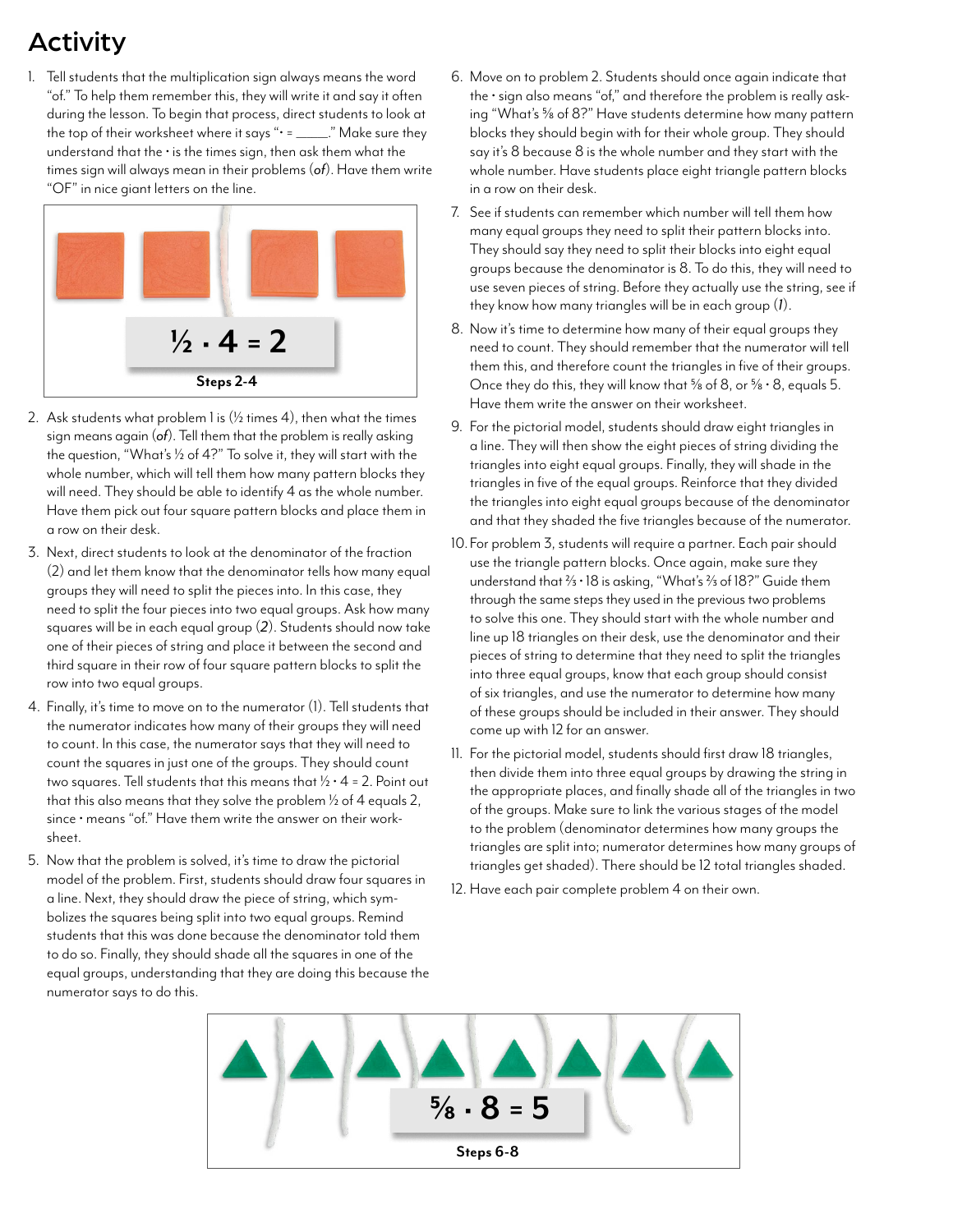# Activity

1. Tell students that the multiplication sign always means the word "of." To help them remember this, they will write it and say it often during the lesson. To begin that process, direct students to look at the top of their worksheet where it says "• = _____." Make sure they understand that the • is the times sign, then ask them what the times sign will always mean in their problems (*of*). Have them write "OF" in nice giant letters on the line.

$\frac{1}{2} \cdot 4 = 2$

**Steps 2-4**

2. Ask students what problem 1 is (½ times 4), then what the times sign means again (*of*). Tell them that the problem is really asking the question, "What's ½ of 4?" To solve it, they will start with the whole number, which will tell them how many pattern blocks they will need. They should be able to identify 4 as the whole number. Have them pick out four square pattern blocks and place them in a row on their desk.

3. Next, direct students to look at the denominator of the fraction (2) and let them know that the denominator tells how many equal groups they will need to split the pieces into. In this case, they need to split the four pieces into two equal groups. Ask how many squares will be in each equal group (*2*). Students should now take one of their pieces of string and place it between the second and third square in their row of four square pattern blocks to split the row into two equal groups.

4. Finally, it's time to move on to the numerator (1). Tell students that the numerator indicates how many of their groups they will need to count. In this case, the numerator says that they will need to count the squares in just one of the groups. They should count two squares. Tell students that this means that ½ • 4 = 2. Point out that this also means that they solve the problem ½ of 4 equals 2, since • means "of." Have them write the answer on their worksheet.

5. Now that the problem is solved, it's time to draw the pictorial model of the problem. First, students should draw four squares in a line. Next, they should draw the piece of string, which symbolizes the squares being split into two equal groups. Remind students that this was done because the denominator told them to do so. Finally, they should shade all the squares in one of the equal groups, understanding that they are doing this because the numerator says to do this.

6. Move on to problem 2. Students should once again indicate that the • sign also means "of," and therefore the problem is really asking "What's ⅝ of 8?" Have students determine how many pattern blocks they should begin with for their whole group. They should say it's 8 because 8 is the whole number and they start with the whole number. Have students place eight triangle pattern blocks in a row on their desk.

7. See if students can remember which number will tell them how many equal groups they need to split their pattern blocks into. They should say they need to split their blocks into eight equal groups because the denominator is 8. To do this, they will need to use seven pieces of string. Before they actually use the string, see if they know how many triangles will be in each group (*1*).

8. Now it's time to determine how many of their equal groups they need to count. They should remember that the numerator will tell them this, and therefore count the triangles in five of their groups. Once they do this, they will know that ⅝ of 8, or ⅝ • 8, equals 5. Have them write the answer on their worksheet.

9. For the pictorial model, students should draw eight triangles in a line. They will then show the eight pieces of string dividing the triangles into eight equal groups. Finally, they will shade in the triangles in five of the equal groups. Reinforce that they divided the triangles into eight equal groups because of the denominator and that they shaded the five triangles because of the numerator.

10. For problem 3, students will require a partner. Each pair should use the triangle pattern blocks. Once again, make sure they understand that ⅔ • 18 is asking, "What's ⅔ of 18?" Guide them through the same steps they used in the previous two problems to solve this one. They should start with the whole number and line up 18 triangles on their desk, use the denominator and their pieces of string to determine that they need to split the triangles into three equal groups, know that each group should consist of six triangles, and use the numerator to determine how many of these groups should be included in their answer. They should come up with 12 for an answer.

11. For the pictorial model, students should first draw 18 triangles, then divide them into three equal groups by drawing the string in the appropriate places, and finally shade all of the triangles in two of the groups. Make sure to link the various stages of the model to the problem (denominator determines how many groups the triangles are split into; numerator determines how many groups of triangles get shaded). There should be 12 total triangles shaded.

12. Have each pair complete problem 4 on their own.

$\frac{5}{8} \cdot 8 = 5$

**Steps 6-8**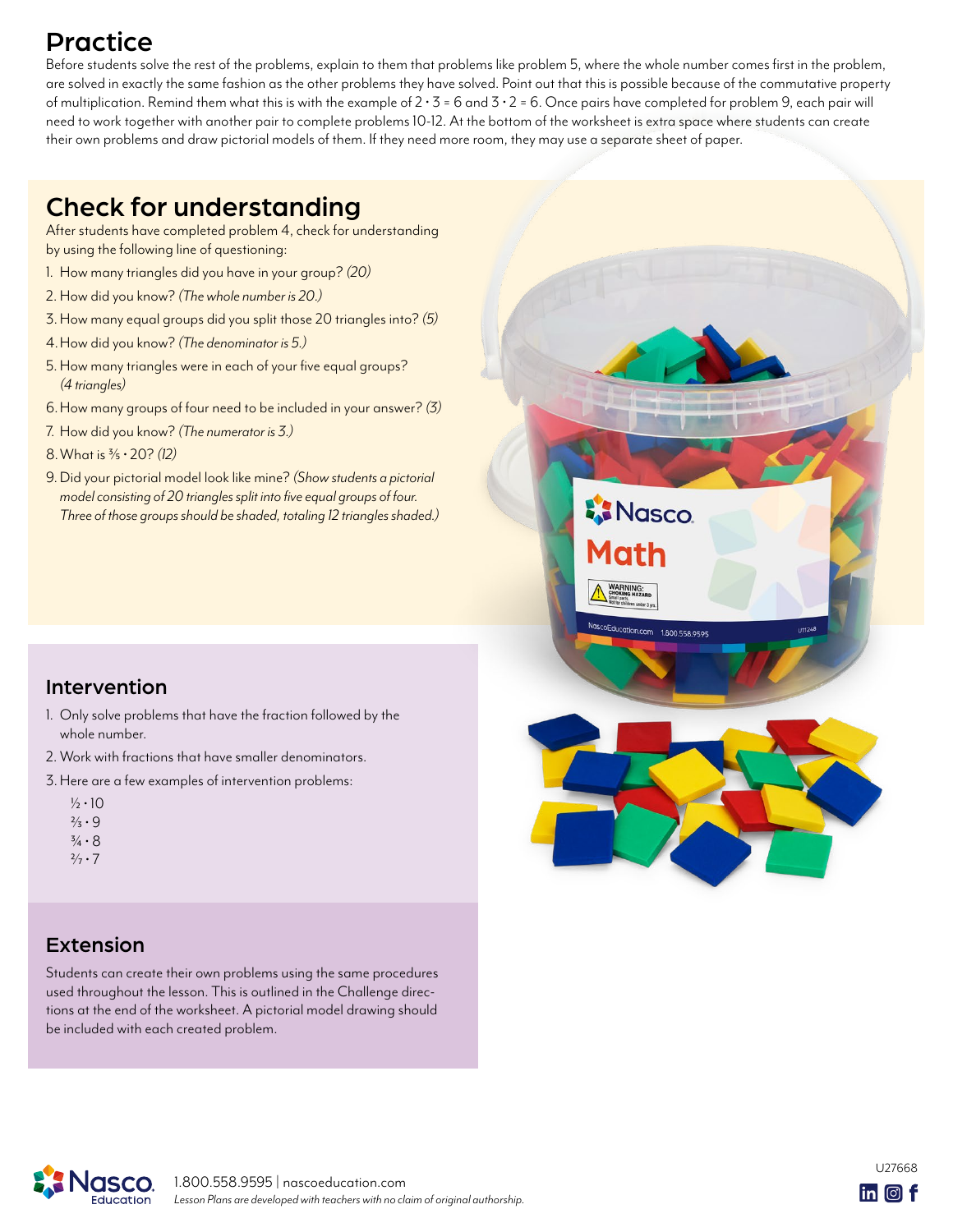## Practice

Before students solve the rest of the problems, explain to them that problems like problem 5, where the whole number comes first in the problem, are solved in exactly the same fashion as the other problems they have solved. Point out that this is possible because of the commutative property of multiplication. Remind them what this is with the example of $2 \cdot 3 = 6$ and $3 \cdot 2 = 6$. Once pairs have completed for problem 9, each pair will need to work together with another pair to complete problems 10-12. At the bottom of the worksheet is extra space where students can create their own problems and draw pictorial models of them. If they need more room, they may use a separate sheet of paper.

## Check for understanding

After students have completed problem 4, check for understanding by using the following line of questioning:

1. How many triangles did you have in your group? *(20)*
2. How did you know? *(The whole number is 20.)*
3. How many equal groups did you split those 20 triangles into? *(5)*
4. How did you know? *(The denominator is 5.)*
5. How many triangles were in each of your five equal groups? *(4 triangles)*
6. How many groups of four need to be included in your answer? *(3)*
7. How did you know? *(The numerator is 3.)*
8. What is $\frac{3}{5} \cdot 20$? *(12)*
9. Did your pictorial model look like mine? *(Show students a pictorial model consisting of 20 triangles split into five equal groups of four. Three of those groups should be shaded, totaling 12 triangles shaded.)*

### Intervention

1. Only solve problems that have the fraction followed by the whole number.
2. Work with fractions that have smaller denominators.
3. Here are a few examples of intervention problems:

   $\frac{1}{2} \cdot 10$
   $\frac{2}{3} \cdot 9$
   $\frac{3}{4} \cdot 8$
   $\frac{2}{7} \cdot 7$

### Extension

Students can create their own problems using the same procedures used throughout the lesson. This is outlined in the Challenge directions at the end of the worksheet. A pictorial model drawing should be included with each created problem.

1.800.558.9595 | nascoeducation.com
*Lesson Plans are developed with teachers with no claim of original authorship.*

U27668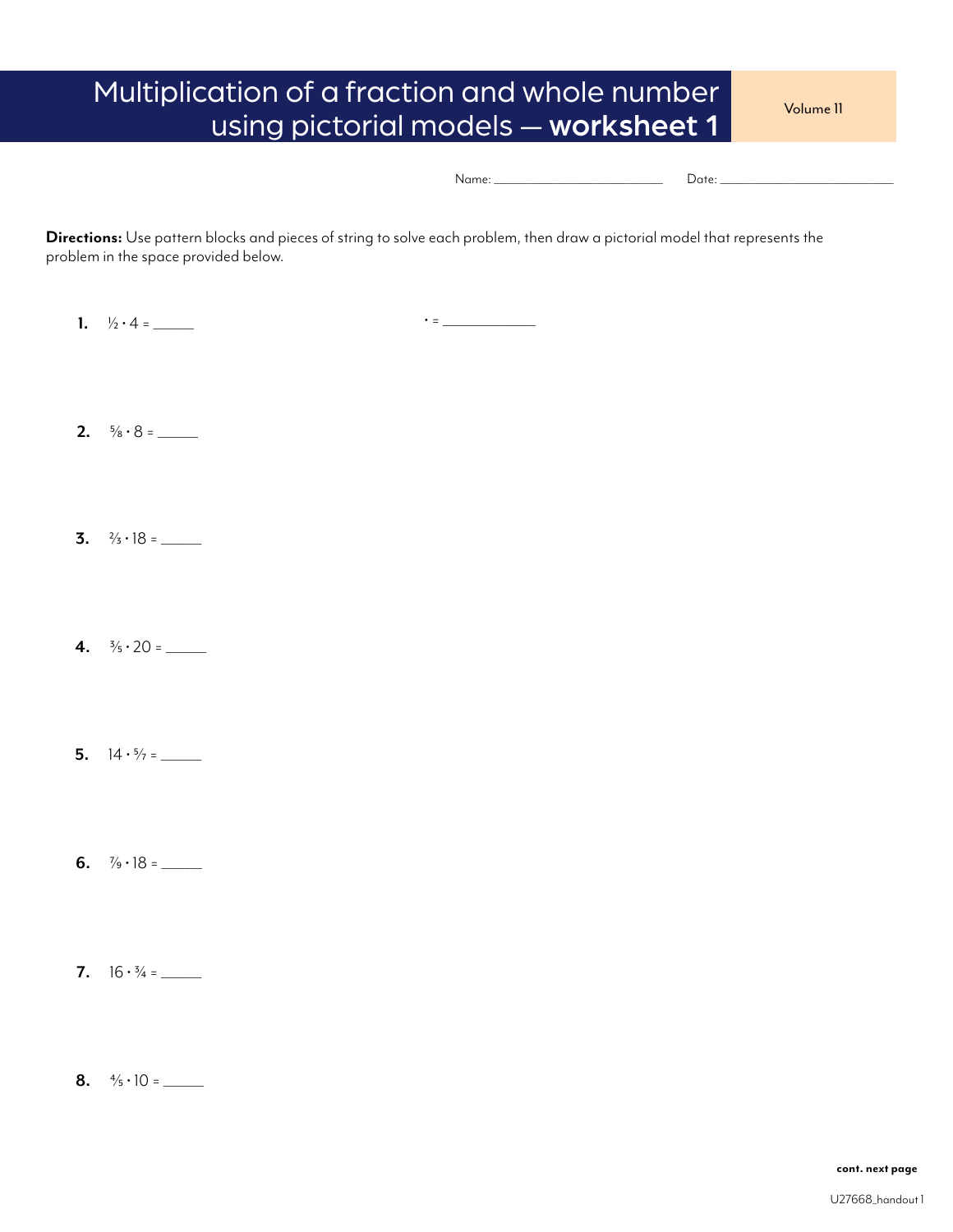# Multiplication of a fraction and whole number using pictorial models — **worksheet 1**

Volume 11

Name: ________________________ Date: ________________________

**Directions:** Use pattern blocks and pieces of string to solve each problem, then draw a pictorial model that represents the problem in the space provided below.

**1.** $\frac{1}{2} \cdot 4 =$ ______ $\cdot =$ ____________

**2.** $\frac{5}{8} \cdot 8 =$ ______

**3.** $\frac{2}{3} \cdot 18 =$ ______

**4.** $\frac{3}{5} \cdot 20 =$ ______

**5.** $14 \cdot \frac{5}{7} =$ ______

**6.** $\frac{7}{9} \cdot 18 =$ ______

**7.** $16 \cdot \frac{3}{4} =$ ______

**8.** $\frac{4}{5} \cdot 10 =$ ______

**cont. next page**

U27668_handout 1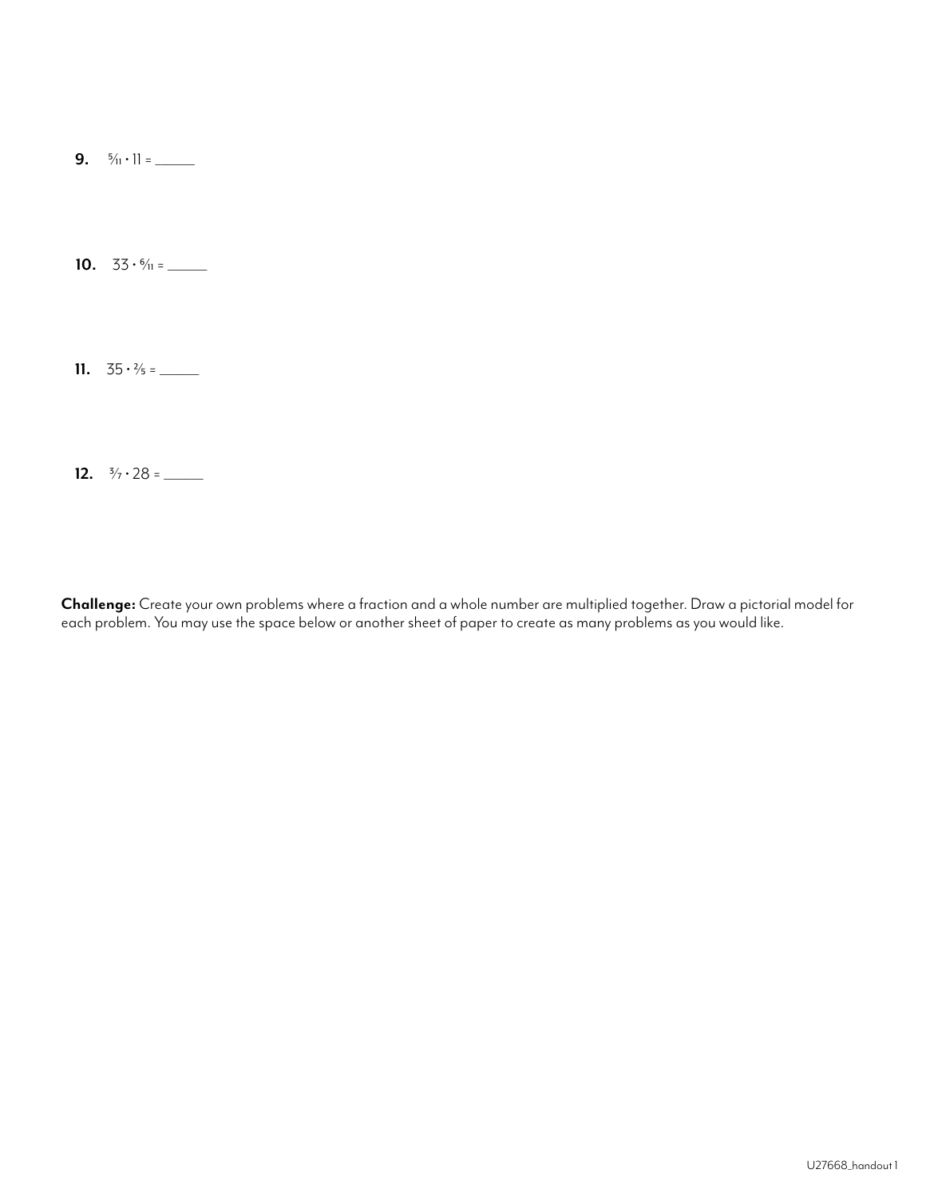**9.** $\frac{5}{11} \cdot 11 =$ ______

**10.** $33 \cdot \frac{6}{11} =$ ______

**11.** $35 \cdot \frac{2}{5} =$ ______

**12.** $\frac{3}{7} \cdot 28 =$ ______

**Challenge:** Create your own problems where a fraction and a whole number are multiplied together. Draw a pictorial model for each problem. You may use the space below or another sheet of paper to create as many problems as you would like.

U27668_handout 1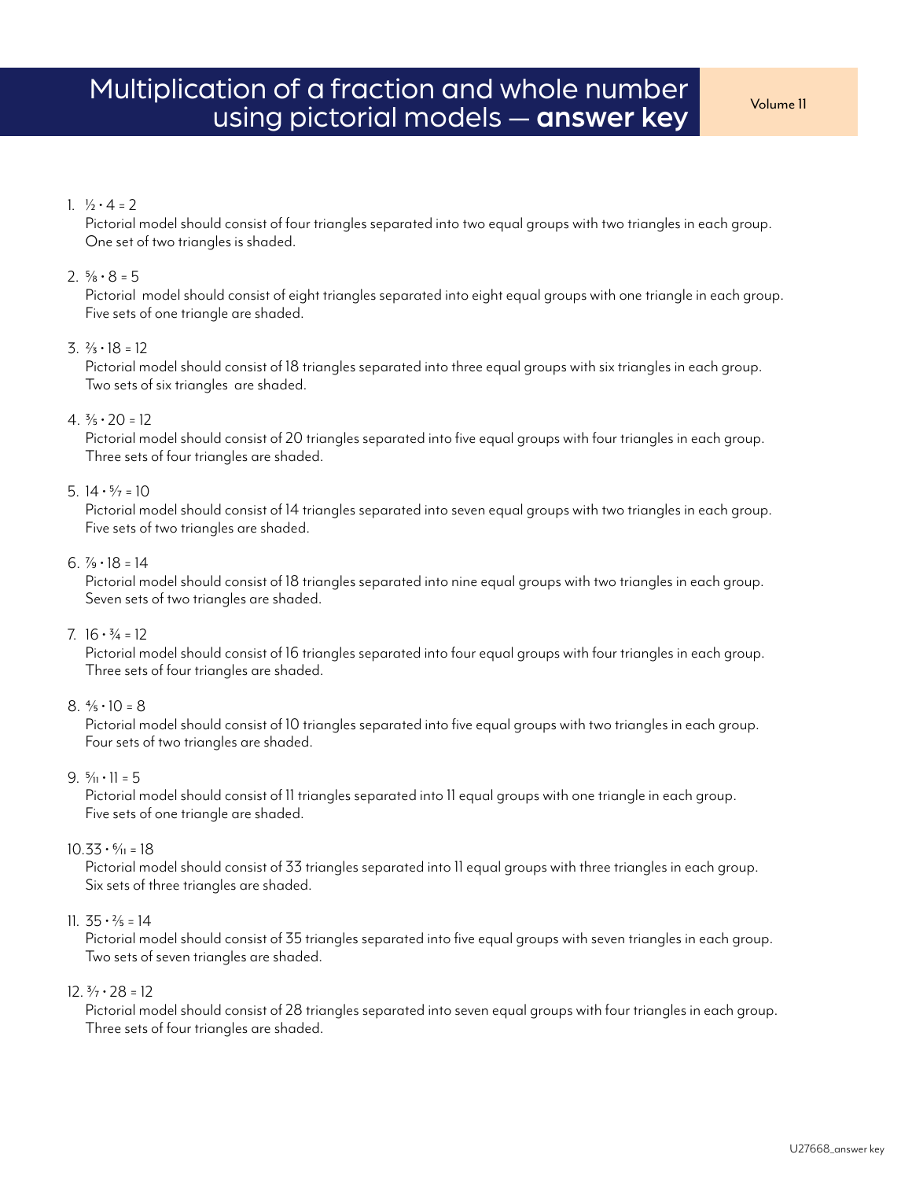# Multiplication of a fraction and whole number using pictorial models — **answer key**

Volume 11

1. $\frac{1}{2} \cdot 4 = 2$
   Pictorial model should consist of four triangles separated into two equal groups with two triangles in each group. One set of two triangles is shaded.

2. $\frac{5}{8} \cdot 8 = 5$
   Pictorial model should consist of eight triangles separated into eight equal groups with one triangle in each group. Five sets of one triangle are shaded.

3. $\frac{2}{3} \cdot 18 = 12$
   Pictorial model should consist of 18 triangles separated into three equal groups with six triangles in each group. Two sets of six triangles are shaded.

4. $\frac{3}{5} \cdot 20 = 12$
   Pictorial model should consist of 20 triangles separated into five equal groups with four triangles in each group. Three sets of four triangles are shaded.

5. $14 \cdot \frac{5}{7} = 10$
   Pictorial model should consist of 14 triangles separated into seven equal groups with two triangles in each group. Five sets of two triangles are shaded.

6. $\frac{7}{9} \cdot 18 = 14$
   Pictorial model should consist of 18 triangles separated into nine equal groups with two triangles in each group. Seven sets of two triangles are shaded.

7. $16 \cdot \frac{3}{4} = 12$
   Pictorial model should consist of 16 triangles separated into four equal groups with four triangles in each group. Three sets of four triangles are shaded.

8. $\frac{4}{5} \cdot 10 = 8$
   Pictorial model should consist of 10 triangles separated into five equal groups with two triangles in each group. Four sets of two triangles are shaded.

9. $\frac{5}{11} \cdot 11 = 5$
   Pictorial model should consist of 11 triangles separated into 11 equal groups with one triangle in each group. Five sets of one triangle are shaded.

10. $33 \cdot \frac{6}{11} = 18$
    Pictorial model should consist of 33 triangles separated into 11 equal groups with three triangles in each group. Six sets of three triangles are shaded.

11. $35 \cdot \frac{2}{5} = 14$
    Pictorial model should consist of 35 triangles separated into five equal groups with seven triangles in each group. Two sets of seven triangles are shaded.

12. $\frac{3}{7} \cdot 28 = 12$
    Pictorial model should consist of 28 triangles separated into seven equal groups with four triangles in each group. Three sets of four triangles are shaded.